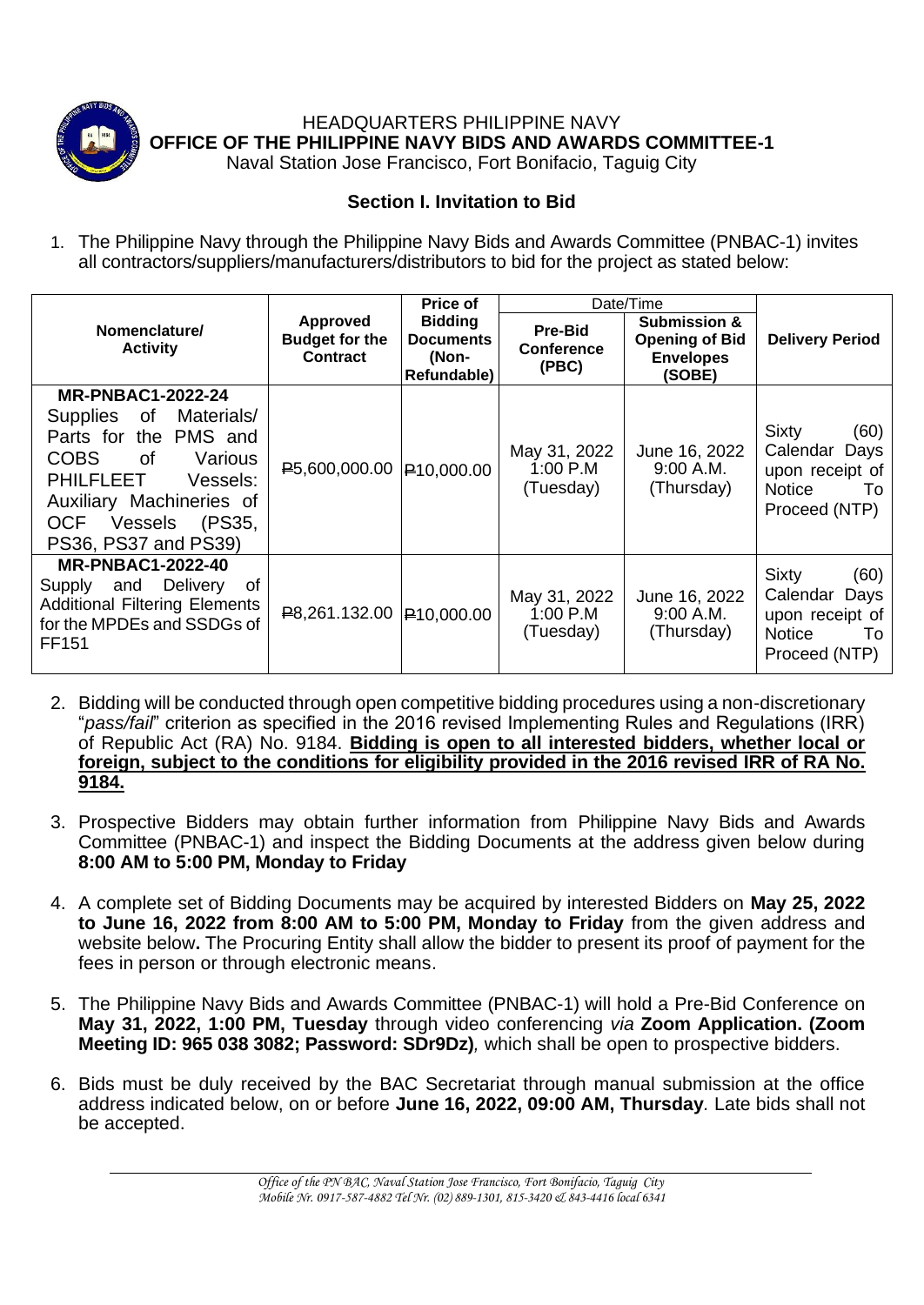HEADQUARTERS PHILIPPINE NAVY
**OFFICE OF THE PHILIPPINE NAVY BIDS AND AWARDS COMMITTEE-1**
Naval Station Jose Francisco, Fort Bonifacio, Taguig City

## Section I. Invitation to Bid

1. The Philippine Navy through the Philippine Navy Bids and Awards Committee (PNBAC-1) invites all contractors/suppliers/manufacturers/distributors to bid for the project as stated below:

| Nomenclature/ Activity | Approved Budget for the Contract | Price of Bidding Documents (Non-Refundable) | Date/Time | | Delivery Period |
|---|---|---|---|---|---|
| | | | Pre-Bid Conference (PBC) | Submission & Opening of Bid Envelopes (SOBE) | |
| **MR-PNBAC1-2022-24** Supplies of Materials/ Parts for the PMS and COBS of Various PHILFLEET Vessels: Auxiliary Machineries of OCF Vessels (PS35, PS36, PS37 and PS39) | ₱5,600,000.00 | ₱10,000.00 | May 31, 2022 1:00 P.M (Tuesday) | June 16, 2022 9:00 A.M. (Thursday) | Sixty (60) Calendar Days upon receipt of Notice To Proceed (NTP) |
| **MR-PNBAC1-2022-40** Supply and Delivery of Additional Filtering Elements for the MPDEs and SSDGs of FF151 | ₱8,261.132.00 | ₱10,000.00 | May 31, 2022 1:00 P.M (Tuesday) | June 16, 2022 9:00 A.M. (Thursday) | Sixty (60) Calendar Days upon receipt of Notice To Proceed (NTP) |

2. Bidding will be conducted through open competitive bidding procedures using a non-discretionary "*pass/fail*" criterion as specified in the 2016 revised Implementing Rules and Regulations (IRR) of Republic Act (RA) No. 9184. **Bidding is open to all interested bidders, whether local or foreign, subject to the conditions for eligibility provided in the 2016 revised IRR of RA No. 9184.**

3. Prospective Bidders may obtain further information from Philippine Navy Bids and Awards Committee (PNBAC-1) and inspect the Bidding Documents at the address given below during **8:00 AM to 5:00 PM, Monday to Friday**

4. A complete set of Bidding Documents may be acquired by interested Bidders on **May 25, 2022 to June 16, 2022 from 8:00 AM to 5:00 PM, Monday to Friday** from the given address and website below**.** The Procuring Entity shall allow the bidder to present its proof of payment for the fees in person or through electronic means.

5. The Philippine Navy Bids and Awards Committee (PNBAC-1) will hold a Pre-Bid Conference on **May 31, 2022, 1:00 PM, Tuesday** through video conferencing *via* **Zoom Application. (Zoom Meeting ID: 965 038 3082; Password: SDr9Dz)***,* which shall be open to prospective bidders.

6. Bids must be duly received by the BAC Secretariat through manual submission at the office address indicated below, on or before **June 16, 2022, 09:00 AM, Thursday**. Late bids shall not be accepted.

*Office of the PN BAC, Naval Station Jose Francisco, Fort Bonifacio, Taguig City*
*Mobile Nr. 0917-587-4882 Tel Nr. (02) 889-1301, 815-3420 & 843-4416 local 6341*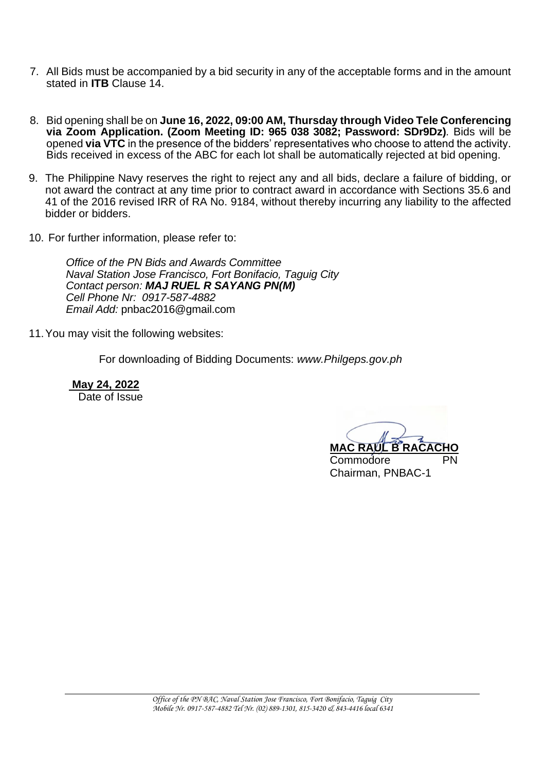7. All Bids must be accompanied by a bid security in any of the acceptable forms and in the amount stated in **ITB** Clause 14.

8. Bid opening shall be on **June 16, 2022, 09:00 AM, Thursday through Video Tele Conferencing via Zoom Application. (Zoom Meeting ID: 965 038 3082; Password: SDr9Dz)**. Bids will be opened **via VTC** in the presence of the bidders' representatives who choose to attend the activity. Bids received in excess of the ABC for each lot shall be automatically rejected at bid opening.

9. The Philippine Navy reserves the right to reject any and all bids, declare a failure of bidding, or not award the contract at any time prior to contract award in accordance with Sections 35.6 and 41 of the 2016 revised IRR of RA No. 9184, without thereby incurring any liability to the affected bidder or bidders.

10. For further information, please refer to:

    *Office of the PN Bids and Awards Committee*
    *Naval Station Jose Francisco, Fort Bonifacio, Taguig City*
    *Contact person:* ***MAJ RUEL R SAYANG PN(M)***
    *Cell Phone Nr: 0917-587-4882*
    *Email Add:* pnbac2016@gmail.com

11. You may visit the following websites:

    For downloading of Bidding Documents: *www.Philgeps.gov.ph*

**May 24, 2022**
Date of Issue

**MAC RAUL B RACACHO**
Commodore PN
Chairman, PNBAC-1

*Office of the PN BAC, Naval Station Jose Francisco, Fort Bonifacio, Taguig City*
*Mobile Nr. 0917-587-4882 Tel Nr. (02) 889-1301, 815-3420 & 843-4416 local 6341*